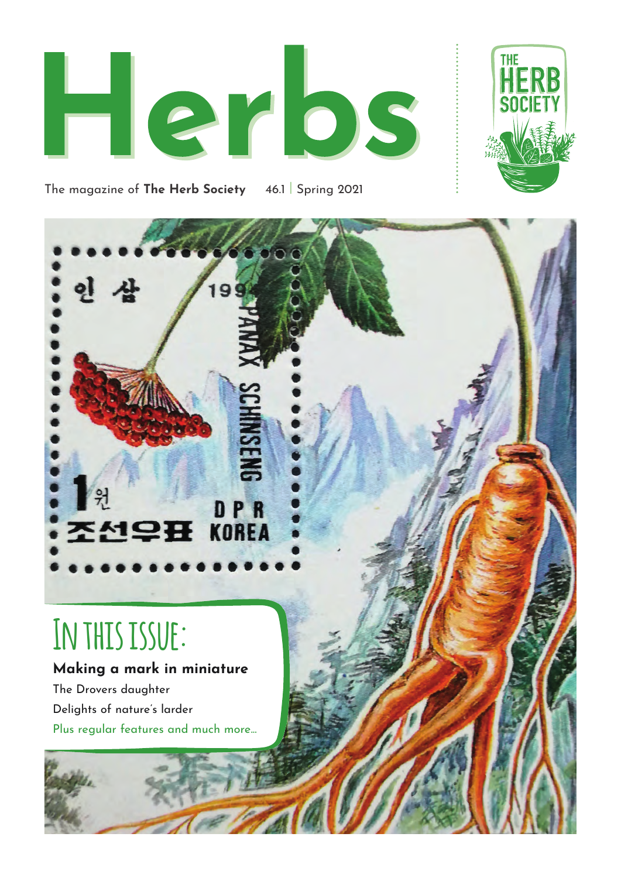# Herbs

The magazine of **The Herb Society** 46.1 | Spring 2021

THE HERB SOCIETY

인 삼 199

PANAX SCHINSENG

1 원

조선우표 DPR KOREA

## In this issue:

**Making a mark in miniature**

The Drovers daughter

Delights of nature's larder

Plus regular features and much more...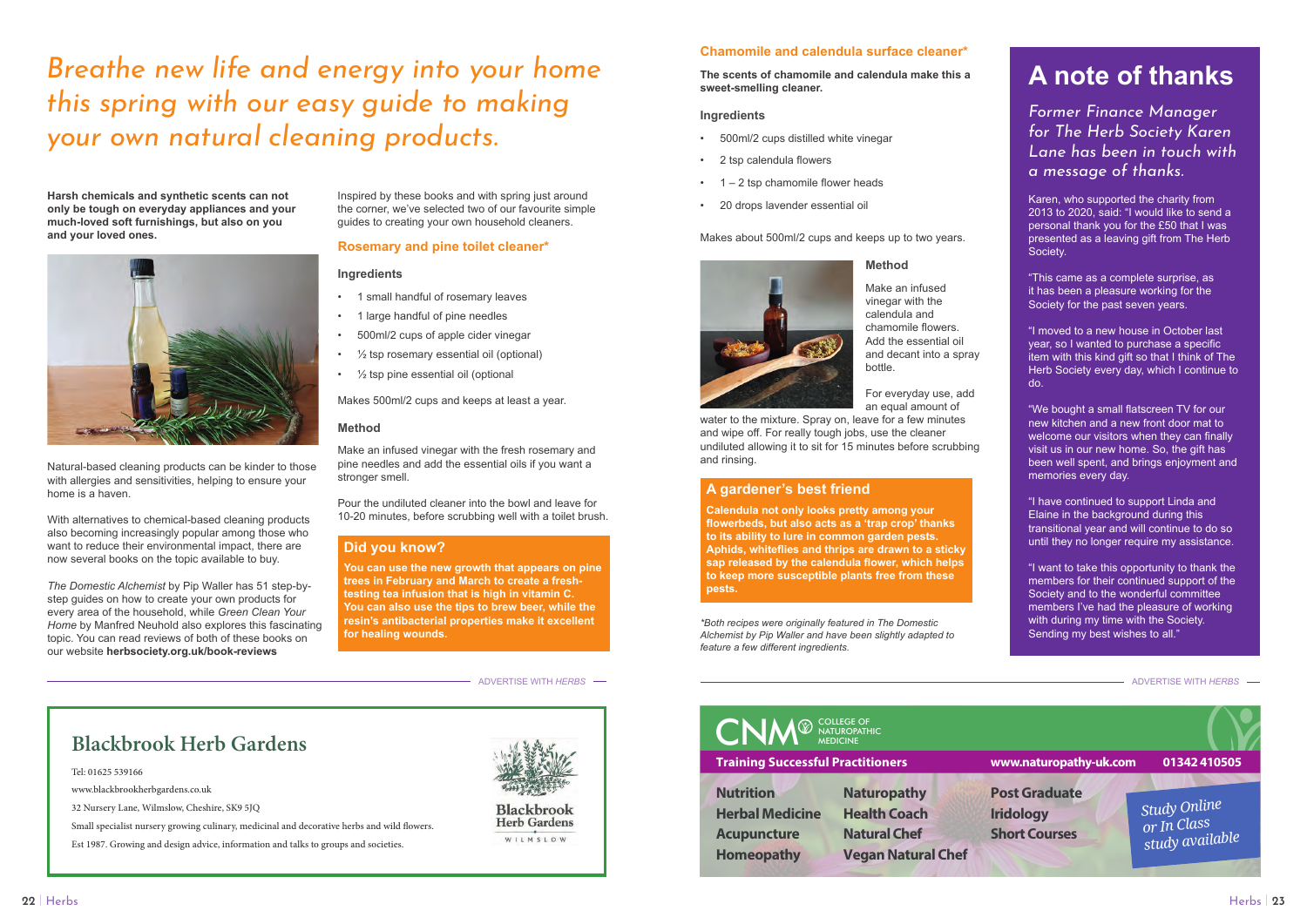# Breathe new life and energy into your home this spring with our easy guide to making your own natural cleaning products.

**Harsh chemicals and synthetic scents can not only be tough on everyday appliances and your much-loved soft furnishings, but also on you and your loved ones.**

Natural-based cleaning products can be kinder to those with allergies and sensitivities, helping to ensure your home is a haven.

With alternatives to chemical-based cleaning products also becoming increasingly popular among those who want to reduce their environmental impact, there are now several books on the topic available to buy.

*The Domestic Alchemist* by Pip Waller has 51 step-by-step guides on how to create your own products for every area of the household, while *Green Clean Your Home* by Manfred Neuhold also explores this fascinating topic. You can read reviews of both of these books on our website **herbsociety.org.uk/book-reviews**

Inspired by these books and with spring just around the corner, we've selected two of our favourite simple guides to creating your own household cleaners.

## Rosemary and pine toilet cleaner*

### Ingredients

- 1 small handful of rosemary leaves
- 1 large handful of pine needles
- 500ml/2 cups of apple cider vinegar
- ½ tsp rosemary essential oil (optional)
- ½ tsp pine essential oil (optional

Makes 500ml/2 cups and keeps at least a year.

### Method

Make an infused vinegar with the fresh rosemary and pine needles and add the essential oils if you want a stronger smell.

Pour the undiluted cleaner into the bowl and leave for 10-20 minutes, before scrubbing well with a toilet brush.

### Did you know?

**You can use the new growth that appears on pine trees in February and March to create a fresh-testing tea infusion that is high in vitamin C. You can also use the tips to brew beer, while the resin's antibacterial properties make it excellent for healing wounds.**

## Chamomile and calendula surface cleaner*

**The scents of chamomile and calendula make this a sweet-smelling cleaner.**

### Ingredients

- 500ml/2 cups distilled white vinegar
- 2 tsp calendula flowers
- 1 – 2 tsp chamomile flower heads
- 20 drops lavender essential oil

Makes about 500ml/2 cups and keeps up to two years.

### Method

Make an infused vinegar with the calendula and chamomile flowers. Add the essential oil and decant into a spray bottle.

For everyday use, add an equal amount of water to the mixture. Spray on, leave for a few minutes and wipe off. For really tough jobs, use the cleaner undiluted allowing it to sit for 15 minutes before scrubbing and rinsing.

### A gardener's best friend

**Calendula not only looks pretty among your flowerbeds, but also acts as a 'trap crop' thanks to its ability to lure in common garden pests. Aphids, whiteflies and thrips are drawn to a sticky sap released by the calendula flower, which helps to keep more susceptible plants free from these pests.**

*\*Both recipes were originally featured in The Domestic Alchemist by Pip Waller and have been slightly adapted to feature a few different ingredients.*

# A note of thanks

*Former Finance Manager for The Herb Society Karen Lane has been in touch with a message of thanks.*

Karen, who supported the charity from 2013 to 2020, said: "I would like to send a personal thank you for the £50 that I was presented as a leaving gift from The Herb Society.

"This came as a complete surprise, as it has been a pleasure working for the Society for the past seven years.

"I moved to a new house in October last year, so I wanted to purchase a specific item with this kind gift so that I think of The Herb Society every day, which I continue to do.

"We bought a small flatscreen TV for our new kitchen and a new front door mat to welcome our visitors when they can finally visit us in our new home. So, the gift has been well spent, and brings enjoyment and memories every day.

"I have continued to support Linda and Elaine in the background during this transitional year and will continue to do so until they no longer require my assistance.

"I want to take this opportunity to thank the members for their continued support of the Society and to the wonderful committee members I've had the pleasure of working with during my time with the Society. Sending my best wishes to all."

ADVERTISE WITH *HERBS*

## Blackbrook Herb Gardens

Tel: 01625 539166

www.blackbrookherbgardens.co.uk

32 Nursery Lane, Wilmslow, Cheshire, SK9 5JQ

Small specialist nursery growing culinary, medicinal and decorative herbs and wild flowers.

Est 1987. Growing and design advice, information and talks to groups and societies.

Blackbrook Herb Gardens WILMSLOW

ADVERTISE WITH *HERBS*

CNM® COLLEGE OF NATUROPATHIC MEDICINE

**Training Successful Practitioners** www.naturopathy-uk.com 01342 410505

Nutrition
Herbal Medicine
Acupuncture
Homeopathy
Naturopathy
Health Coach
Natural Chef
Vegan Natural Chef
Post Graduate
Iridology
Short Courses

*Study Online or In Class study available*